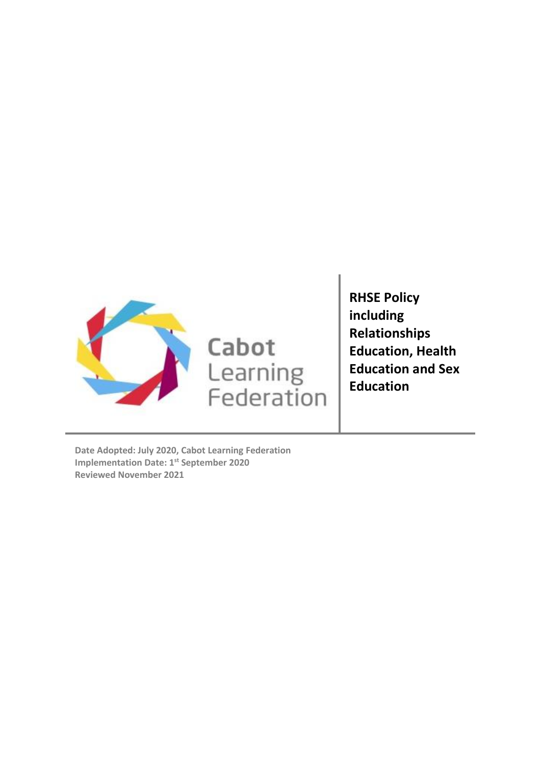Cabot Learning Federation

# RHSE Policy including Relationships Education, Health Education and Sex Education

**Date Adopted: July 2020, Cabot Learning Federation**
**Implementation Date: 1st September 2020**
**Reviewed November 2021**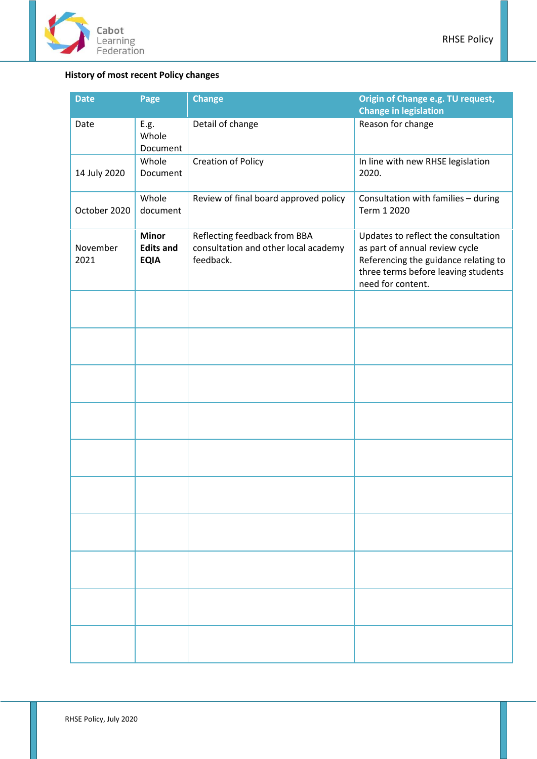**History of most recent Policy changes**

| Date | Page | Change | Origin of Change e.g. TU request, Change in legislation |
|---|---|---|---|
| Date | E.g. Whole Document | Detail of change | Reason for change |
| 14 July 2020 | Whole Document | Creation of Policy | In line with new RHSE legislation 2020. |
| October 2020 | Whole document | Review of final board approved policy | Consultation with families – during Term 1 2020 |
| November 2021 | **Minor Edits and EQIA** | Reflecting feedback from BBA consultation and other local academy feedback. | Updates to reflect the consultation as part of annual review cycle Referencing the guidance relating to three terms before leaving students need for content. |
| | | | |
| | | | |
| | | | |
| | | | |
| | | | |
| | | | |
| | | | |
| | | | |
| | | | |
| | | | |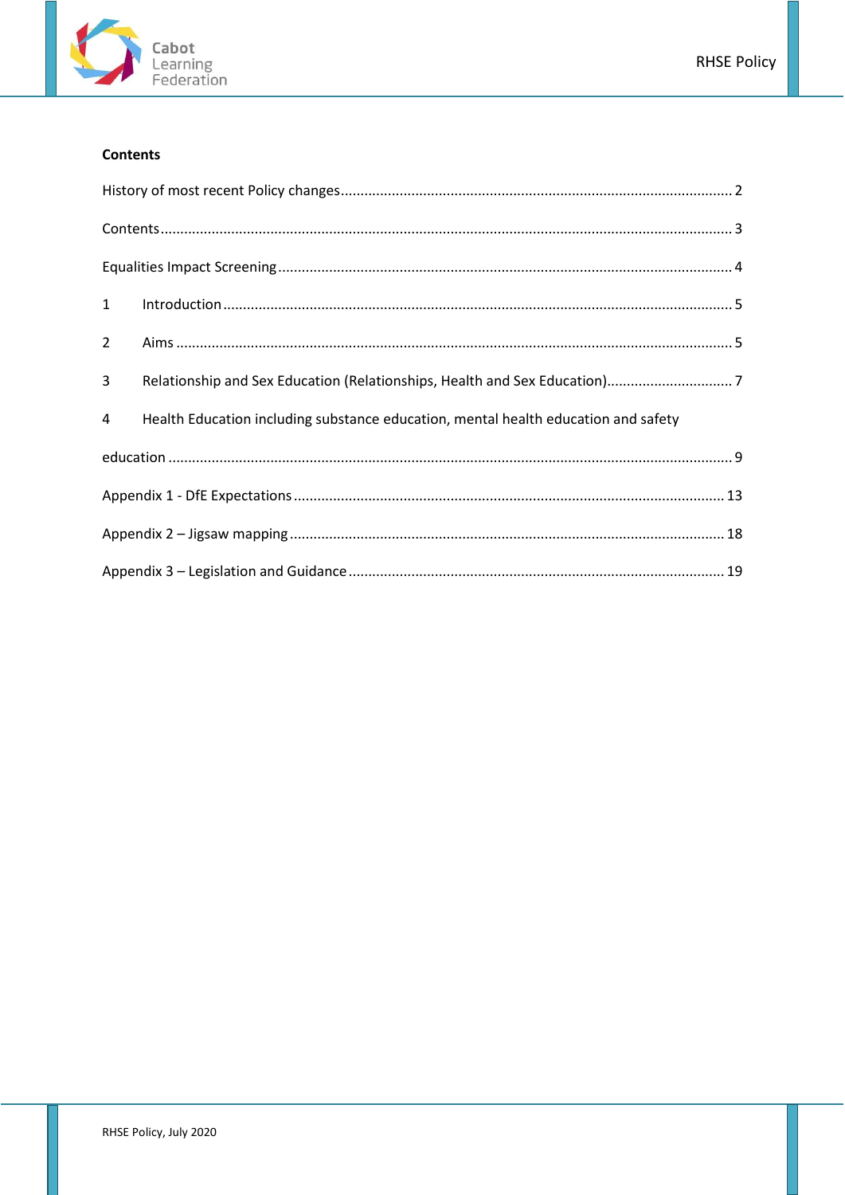**Contents**

History of most recent Policy changes.................................................................................................. 2

Contents................................................................................................................................................ 3

Equalities Impact Screening.................................................................................................................. 4

1 Introduction................................................................................................................................ 5

2 Aims ............................................................................................................................................ 5

3 Relationship and Sex Education (Relationships, Health and Sex Education)................................ 7

4 Health Education including substance education, mental health education and safety education ............................................................................................................................................ 9

Appendix 1 - DfE Expectations............................................................................................................. 13

Appendix 2 – Jigsaw mapping............................................................................................................. 18

Appendix 3 – Legislation and Guidance.............................................................................................. 19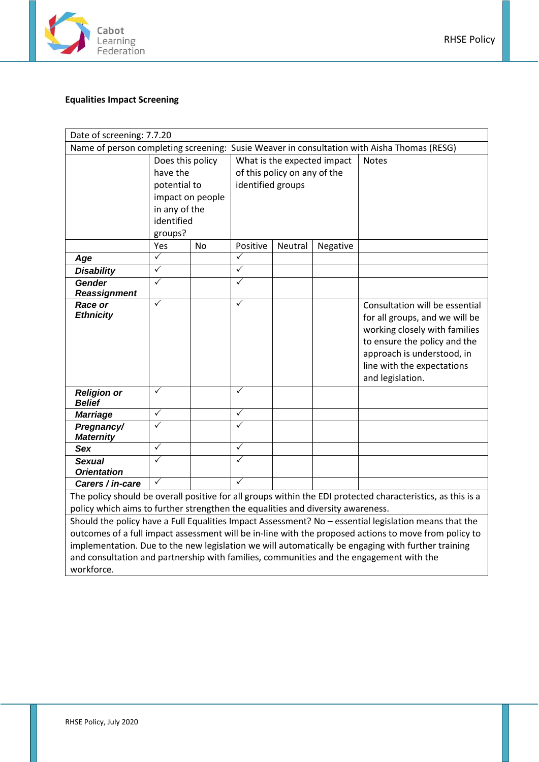**Equalities Impact Screening**

| Date of screening: 7.7.20 | | | | | | |
|---|---|---|---|---|---|---|
| Name of person completing screening: Susie Weaver in consultation with Aisha Thomas (RESG) | | | | | | |
| | Does this policy have the potential to impact on people in any of the identified groups? | | What is the expected impact of this policy on any of the identified groups | | | Notes |
| | Yes | No | Positive | Neutral | Negative | |
| ***Age*** | ✓ | | ✓ | | | |
| ***Disability*** | ✓ | | ✓ | | | |
| ***Gender Reassignment*** | ✓ | | ✓ | | | |
| ***Race or Ethnicity*** | ✓ | | ✓ | | | Consultation will be essential for all groups, and we will be working closely with families to ensure the policy and the approach is understood, in line with the expectations and legislation. |
| ***Religion or Belief*** | ✓ | | ✓ | | | |
| ***Marriage*** | ✓ | | ✓ | | | |
| ***Pregnancy/ Maternity*** | ✓ | | ✓ | | | |
| ***Sex*** | ✓ | | ✓ | | | |
| ***Sexual Orientation*** | ✓ | | ✓ | | | |
| ***Carers / in-care*** | ✓ | | ✓ | | | |
| The policy should be overall positive for all groups within the EDI protected characteristics, as this is a policy which aims to further strengthen the equalities and diversity awareness. | | | | | | |
| Should the policy have a Full Equalities Impact Assessment? No – essential legislation means that the outcomes of a full impact assessment will be in-line with the proposed actions to move from policy to implementation. Due to the new legislation we will automatically be engaging with further training and consultation and partnership with families, communities and the engagement with the workforce. | | | | | | |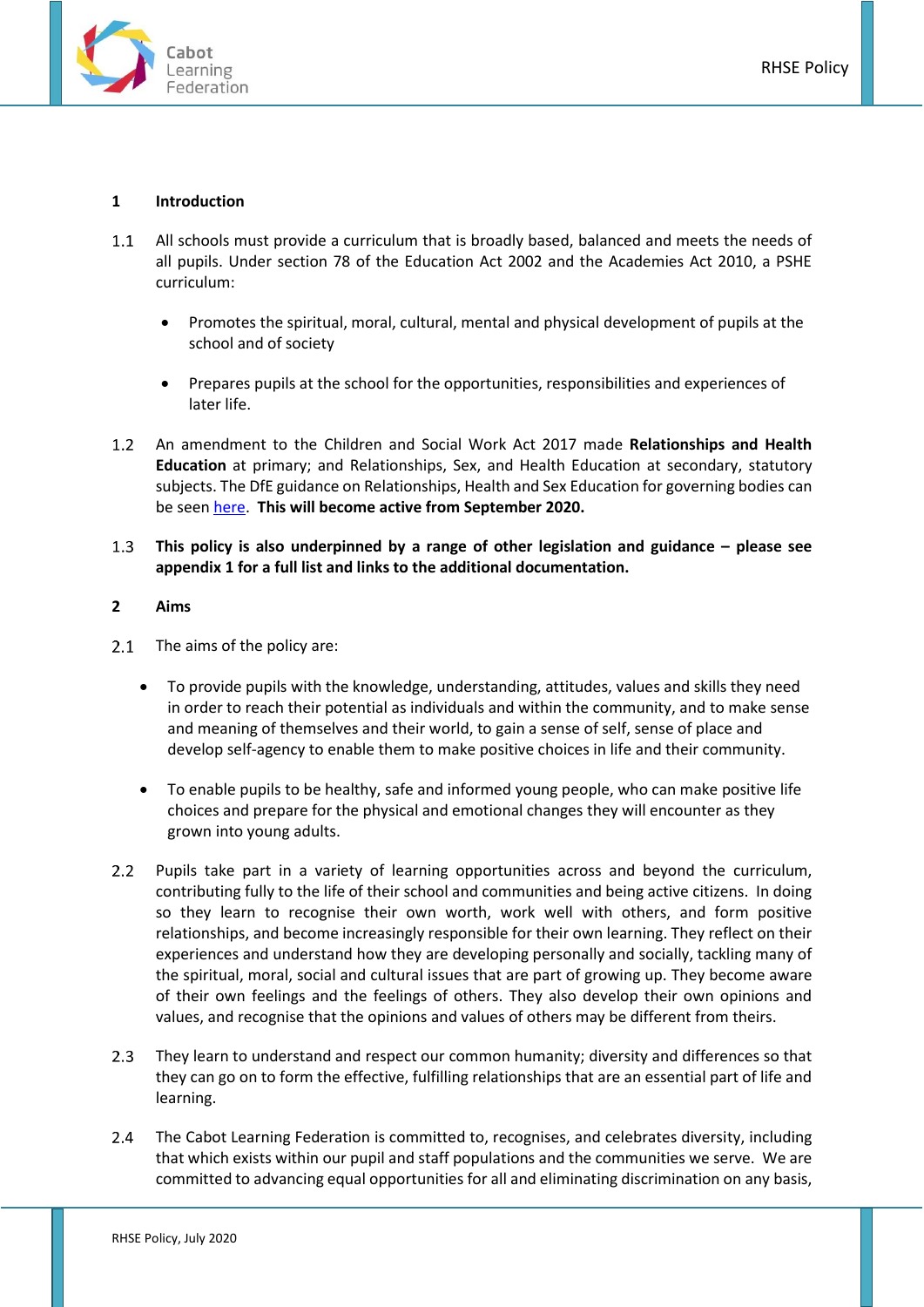## 1 Introduction

1.1 All schools must provide a curriculum that is broadly based, balanced and meets the needs of all pupils. Under section 78 of the Education Act 2002 and the Academies Act 2010, a PSHE curriculum:

- Promotes the spiritual, moral, cultural, mental and physical development of pupils at the school and of society
- Prepares pupils at the school for the opportunities, responsibilities and experiences of later life.

1.2 An amendment to the Children and Social Work Act 2017 made **Relationships and Health Education** at primary; and Relationships, Sex, and Health Education at secondary, statutory subjects. The DfE guidance on Relationships, Health and Sex Education for governing bodies can be seen here. **This will become active from September 2020.**

1.3 **This policy is also underpinned by a range of other legislation and guidance – please see appendix 1 for a full list and links to the additional documentation.**

## 2 Aims

2.1 The aims of the policy are:

- To provide pupils with the knowledge, understanding, attitudes, values and skills they need in order to reach their potential as individuals and within the community, and to make sense and meaning of themselves and their world, to gain a sense of self, sense of place and develop self-agency to enable them to make positive choices in life and their community.
- To enable pupils to be healthy, safe and informed young people, who can make positive life choices and prepare for the physical and emotional changes they will encounter as they grown into young adults.

2.2 Pupils take part in a variety of learning opportunities across and beyond the curriculum, contributing fully to the life of their school and communities and being active citizens. In doing so they learn to recognise their own worth, work well with others, and form positive relationships, and become increasingly responsible for their own learning. They reflect on their experiences and understand how they are developing personally and socially, tackling many of the spiritual, moral, social and cultural issues that are part of growing up. They become aware of their own feelings and the feelings of others. They also develop their own opinions and values, and recognise that the opinions and values of others may be different from theirs.

2.3 They learn to understand and respect our common humanity; diversity and differences so that they can go on to form the effective, fulfilling relationships that are an essential part of life and learning.

2.4 The Cabot Learning Federation is committed to, recognises, and celebrates diversity, including that which exists within our pupil and staff populations and the communities we serve. We are committed to advancing equal opportunities for all and eliminating discrimination on any basis,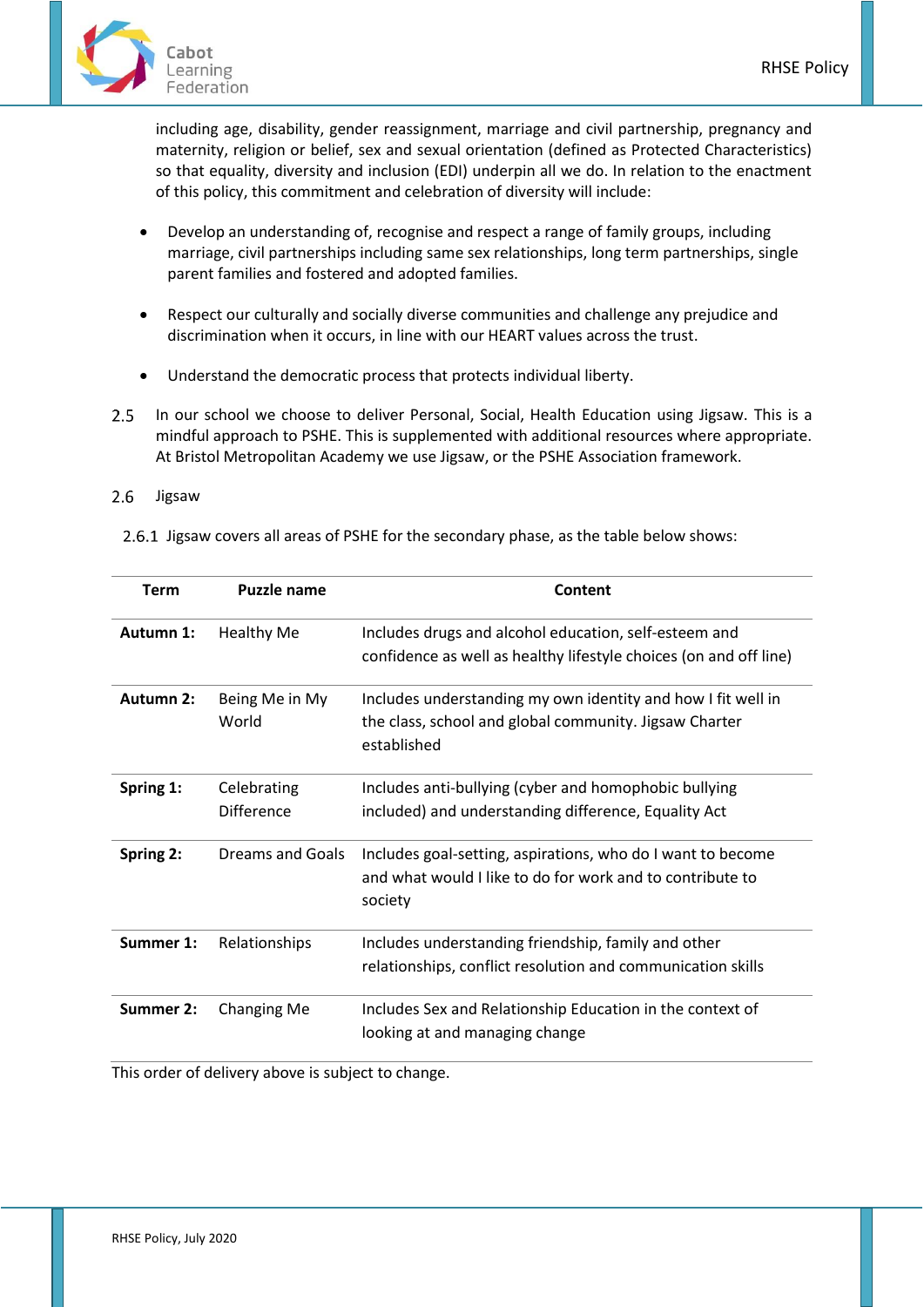including age, disability, gender reassignment, marriage and civil partnership, pregnancy and maternity, religion or belief, sex and sexual orientation (defined as Protected Characteristics) so that equality, diversity and inclusion (EDI) underpin all we do. In relation to the enactment of this policy, this commitment and celebration of diversity will include:

- Develop an understanding of, recognise and respect a range of family groups, including marriage, civil partnerships including same sex relationships, long term partnerships, single parent families and fostered and adopted families.

- Respect our culturally and socially diverse communities and challenge any prejudice and discrimination when it occurs, in line with our HEART values across the trust.

- Understand the democratic process that protects individual liberty.

2.5 In our school we choose to deliver Personal, Social, Health Education using Jigsaw. This is a mindful approach to PSHE. This is supplemented with additional resources where appropriate. At Bristol Metropolitan Academy we use Jigsaw, or the PSHE Association framework.

2.6 Jigsaw

2.6.1 Jigsaw covers all areas of PSHE for the secondary phase, as the table below shows:

| Term | Puzzle name | Content |
|---|---|---|
| **Autumn 1:** | Healthy Me | Includes drugs and alcohol education, self-esteem and confidence as well as healthy lifestyle choices (on and off line) |
| **Autumn 2:** | Being Me in My World | Includes understanding my own identity and how I fit well in the class, school and global community. Jigsaw Charter established |
| **Spring 1:** | Celebrating Difference | Includes anti-bullying (cyber and homophobic bullying included) and understanding difference, Equality Act |
| **Spring 2:** | Dreams and Goals | Includes goal-setting, aspirations, who do I want to become and what would I like to do for work and to contribute to society |
| **Summer 1:** | Relationships | Includes understanding friendship, family and other relationships, conflict resolution and communication skills |
| **Summer 2:** | Changing Me | Includes Sex and Relationship Education in the context of looking at and managing change |

This order of delivery above is subject to change.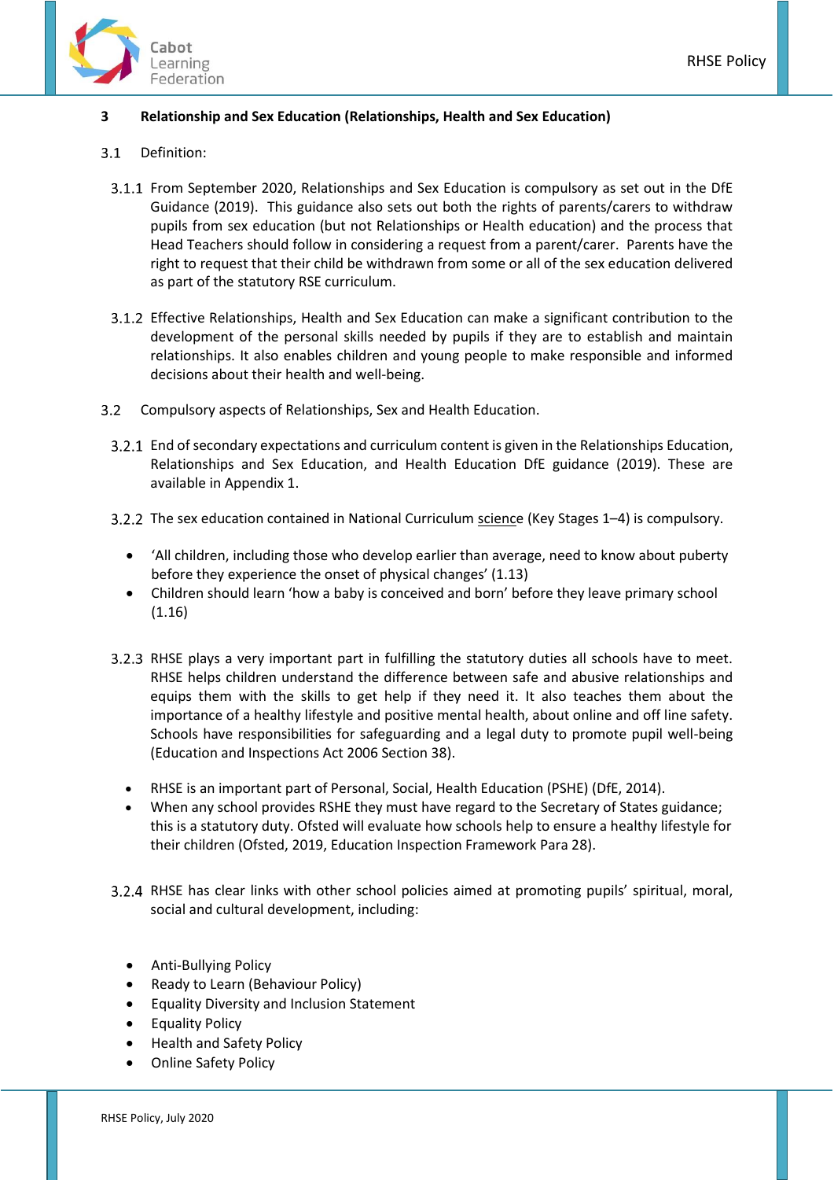## 3 Relationship and Sex Education (Relationships, Health and Sex Education)

3.1 Definition:

3.1.1 From September 2020, Relationships and Sex Education is compulsory as set out in the DfE Guidance (2019). This guidance also sets out both the rights of parents/carers to withdraw pupils from sex education (but not Relationships or Health education) and the process that Head Teachers should follow in considering a request from a parent/carer. Parents have the right to request that their child be withdrawn from some or all of the sex education delivered as part of the statutory RSE curriculum.

3.1.2 Effective Relationships, Health and Sex Education can make a significant contribution to the development of the personal skills needed by pupils if they are to establish and maintain relationships. It also enables children and young people to make responsible and informed decisions about their health and well-being.

3.2 Compulsory aspects of Relationships, Sex and Health Education.

3.2.1 End of secondary expectations and curriculum content is given in the Relationships Education, Relationships and Sex Education, and Health Education DfE guidance (2019). These are available in Appendix 1.

3.2.2 The sex education contained in National Curriculum science (Key Stages 1–4) is compulsory.

- 'All children, including those who develop earlier than average, need to know about puberty before they experience the onset of physical changes' (1.13)
- Children should learn 'how a baby is conceived and born' before they leave primary school (1.16)

3.2.3 RHSE plays a very important part in fulfilling the statutory duties all schools have to meet. RHSE helps children understand the difference between safe and abusive relationships and equips them with the skills to get help if they need it. It also teaches them about the importance of a healthy lifestyle and positive mental health, about online and off line safety. Schools have responsibilities for safeguarding and a legal duty to promote pupil well-being (Education and Inspections Act 2006 Section 38).

- RHSE is an important part of Personal, Social, Health Education (PSHE) (DfE, 2014).
- When any school provides RSHE they must have regard to the Secretary of States guidance; this is a statutory duty. Ofsted will evaluate how schools help to ensure a healthy lifestyle for their children (Ofsted, 2019, Education Inspection Framework Para 28).

3.2.4 RHSE has clear links with other school policies aimed at promoting pupils' spiritual, moral, social and cultural development, including:

- Anti-Bullying Policy
- Ready to Learn (Behaviour Policy)
- Equality Diversity and Inclusion Statement
- Equality Policy
- Health and Safety Policy
- Online Safety Policy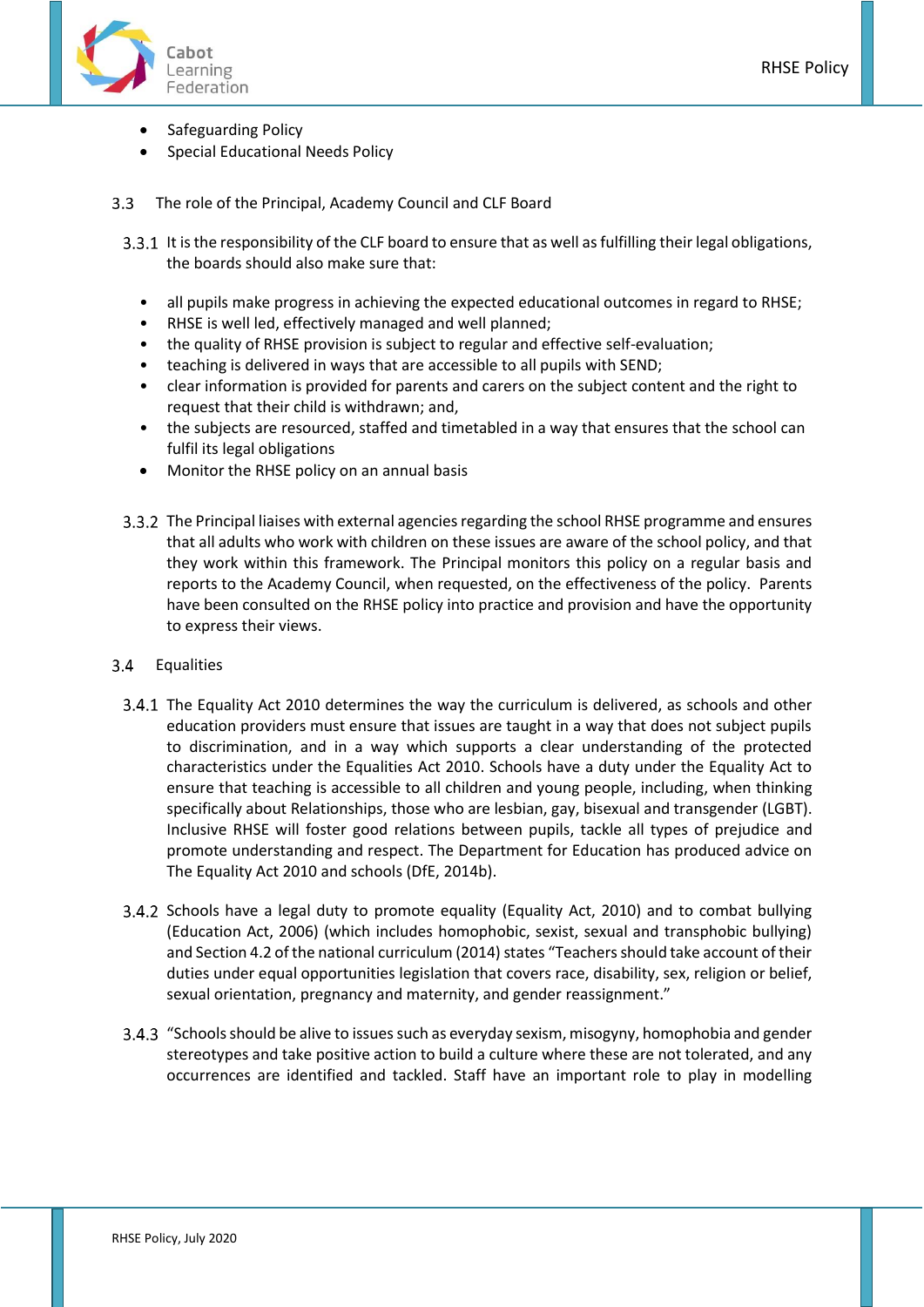- Safeguarding Policy
- Special Educational Needs Policy

### 3.3 The role of the Principal, Academy Council and CLF Board

3.3.1 It is the responsibility of the CLF board to ensure that as well as fulfilling their legal obligations, the boards should also make sure that:

- all pupils make progress in achieving the expected educational outcomes in regard to RHSE;
- RHSE is well led, effectively managed and well planned;
- the quality of RHSE provision is subject to regular and effective self-evaluation;
- teaching is delivered in ways that are accessible to all pupils with SEND;
- clear information is provided for parents and carers on the subject content and the right to request that their child is withdrawn; and,
- the subjects are resourced, staffed and timetabled in a way that ensures that the school can fulfil its legal obligations
- Monitor the RHSE policy on an annual basis

3.3.2 The Principal liaises with external agencies regarding the school RHSE programme and ensures that all adults who work with children on these issues are aware of the school policy, and that they work within this framework. The Principal monitors this policy on a regular basis and reports to the Academy Council, when requested, on the effectiveness of the policy. Parents have been consulted on the RHSE policy into practice and provision and have the opportunity to express their views.

### 3.4 Equalities

3.4.1 The Equality Act 2010 determines the way the curriculum is delivered, as schools and other education providers must ensure that issues are taught in a way that does not subject pupils to discrimination, and in a way which supports a clear understanding of the protected characteristics under the Equalities Act 2010. Schools have a duty under the Equality Act to ensure that teaching is accessible to all children and young people, including, when thinking specifically about Relationships, those who are lesbian, gay, bisexual and transgender (LGBT). Inclusive RHSE will foster good relations between pupils, tackle all types of prejudice and promote understanding and respect. The Department for Education has produced advice on The Equality Act 2010 and schools (DfE, 2014b).

3.4.2 Schools have a legal duty to promote equality (Equality Act, 2010) and to combat bullying (Education Act, 2006) (which includes homophobic, sexist, sexual and transphobic bullying) and Section 4.2 of the national curriculum (2014) states "Teachers should take account of their duties under equal opportunities legislation that covers race, disability, sex, religion or belief, sexual orientation, pregnancy and maternity, and gender reassignment."

3.4.3 "Schools should be alive to issues such as everyday sexism, misogyny, homophobia and gender stereotypes and take positive action to build a culture where these are not tolerated, and any occurrences are identified and tackled. Staff have an important role to play in modelling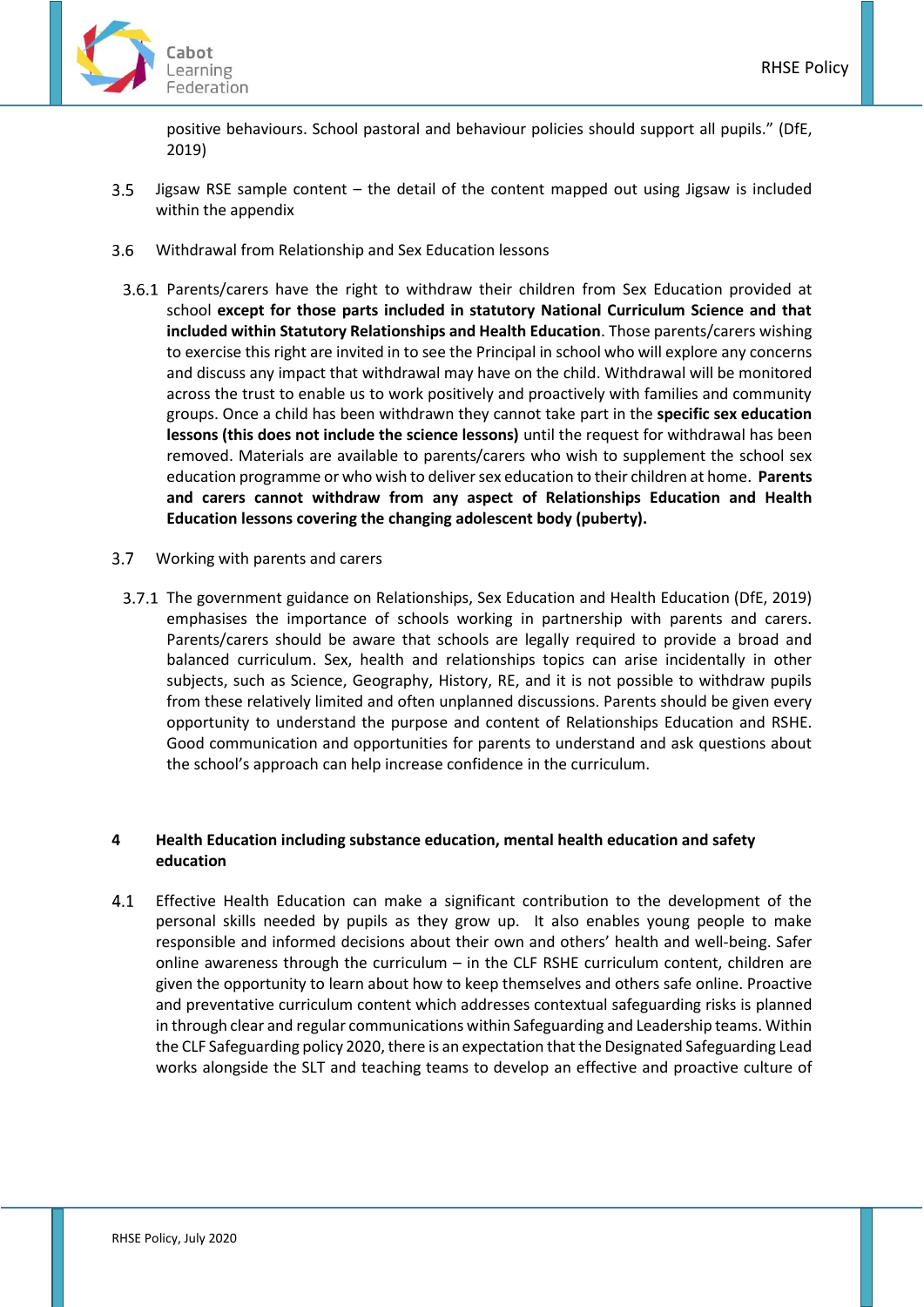positive behaviours. School pastoral and behaviour policies should support all pupils." (DfE, 2019)

3.5 Jigsaw RSE sample content – the detail of the content mapped out using Jigsaw is included within the appendix

3.6 Withdrawal from Relationship and Sex Education lessons

3.6.1 Parents/carers have the right to withdraw their children from Sex Education provided at school **except for those parts included in statutory National Curriculum Science and that included within Statutory Relationships and Health Education**. Those parents/carers wishing to exercise this right are invited in to see the Principal in school who will explore any concerns and discuss any impact that withdrawal may have on the child. Withdrawal will be monitored across the trust to enable us to work positively and proactively with families and community groups. Once a child has been withdrawn they cannot take part in the **specific sex education lessons (this does not include the science lessons)** until the request for withdrawal has been removed. Materials are available to parents/carers who wish to supplement the school sex education programme or who wish to deliver sex education to their children at home. **Parents and carers cannot withdraw from any aspect of Relationships Education and Health Education lessons covering the changing adolescent body (puberty).**

3.7 Working with parents and carers

3.7.1 The government guidance on Relationships, Sex Education and Health Education (DfE, 2019) emphasises the importance of schools working in partnership with parents and carers. Parents/carers should be aware that schools are legally required to provide a broad and balanced curriculum. Sex, health and relationships topics can arise incidentally in other subjects, such as Science, Geography, History, RE, and it is not possible to withdraw pupils from these relatively limited and often unplanned discussions. Parents should be given every opportunity to understand the purpose and content of Relationships Education and RSHE. Good communication and opportunities for parents to understand and ask questions about the school's approach can help increase confidence in the curriculum.

## 4 Health Education including substance education, mental health education and safety education

4.1 Effective Health Education can make a significant contribution to the development of the personal skills needed by pupils as they grow up. It also enables young people to make responsible and informed decisions about their own and others' health and well-being. Safer online awareness through the curriculum – in the CLF RSHE curriculum content, children are given the opportunity to learn about how to keep themselves and others safe online. Proactive and preventative curriculum content which addresses contextual safeguarding risks is planned in through clear and regular communications within Safeguarding and Leadership teams. Within the CLF Safeguarding policy 2020, there is an expectation that the Designated Safeguarding Lead works alongside the SLT and teaching teams to develop an effective and proactive culture of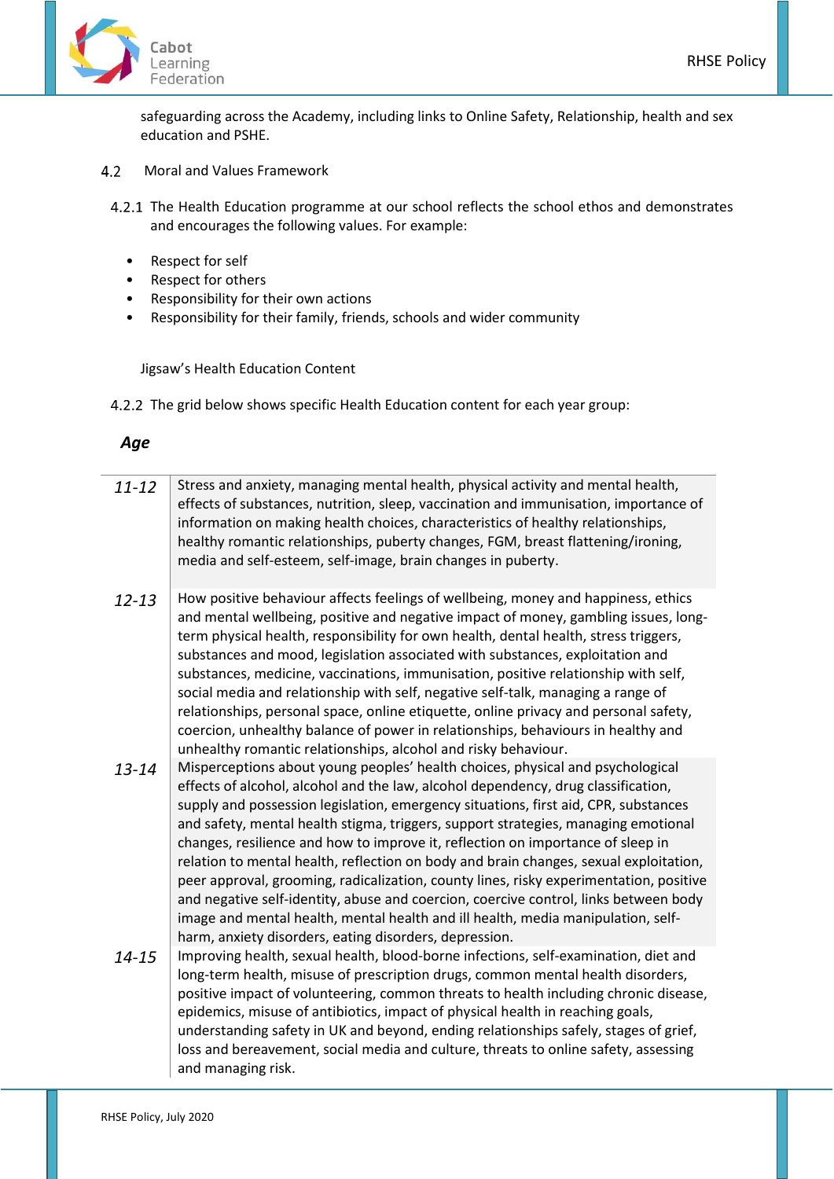safeguarding across the Academy, including links to Online Safety, Relationship, health and sex education and PSHE.

4.2 Moral and Values Framework

4.2.1 The Health Education programme at our school reflects the school ethos and demonstrates and encourages the following values. For example:

- Respect for self
- Respect for others
- Responsibility for their own actions
- Responsibility for their family, friends, schools and wider community

Jigsaw's Health Education Content

4.2.2 The grid below shows specific Health Education content for each year group:

| *Age* | |
|---|---|
| *11-12* | Stress and anxiety, managing mental health, physical activity and mental health, effects of substances, nutrition, sleep, vaccination and immunisation, importance of information on making health choices, characteristics of healthy relationships, healthy romantic relationships, puberty changes, FGM, breast flattening/ironing, media and self-esteem, self-image, brain changes in puberty. |
| *12-13* | How positive behaviour affects feelings of wellbeing, money and happiness, ethics and mental wellbeing, positive and negative impact of money, gambling issues, long-term physical health, responsibility for own health, dental health, stress triggers, substances and mood, legislation associated with substances, exploitation and substances, medicine, vaccinations, immunisation, positive relationship with self, social media and relationship with self, negative self-talk, managing a range of relationships, personal space, online etiquette, online privacy and personal safety, coercion, unhealthy balance of power in relationships, behaviours in healthy and unhealthy romantic relationships, alcohol and risky behaviour. |
| *13-14* | Misperceptions about young peoples' health choices, physical and psychological effects of alcohol, alcohol and the law, alcohol dependency, drug classification, supply and possession legislation, emergency situations, first aid, CPR, substances and safety, mental health stigma, triggers, support strategies, managing emotional changes, resilience and how to improve it, reflection on importance of sleep in relation to mental health, reflection on body and brain changes, sexual exploitation, peer approval, grooming, radicalization, county lines, risky experimentation, positive and negative self-identity, abuse and coercion, coercive control, links between body image and mental health, mental health and ill health, media manipulation, self-harm, anxiety disorders, eating disorders, depression. |
| *14-15* | Improving health, sexual health, blood-borne infections, self-examination, diet and long-term health, misuse of prescription drugs, common mental health disorders, positive impact of volunteering, common threats to health including chronic disease, epidemics, misuse of antibiotics, impact of physical health in reaching goals, understanding safety in UK and beyond, ending relationships safely, stages of grief, loss and bereavement, social media and culture, threats to online safety, assessing and managing risk. |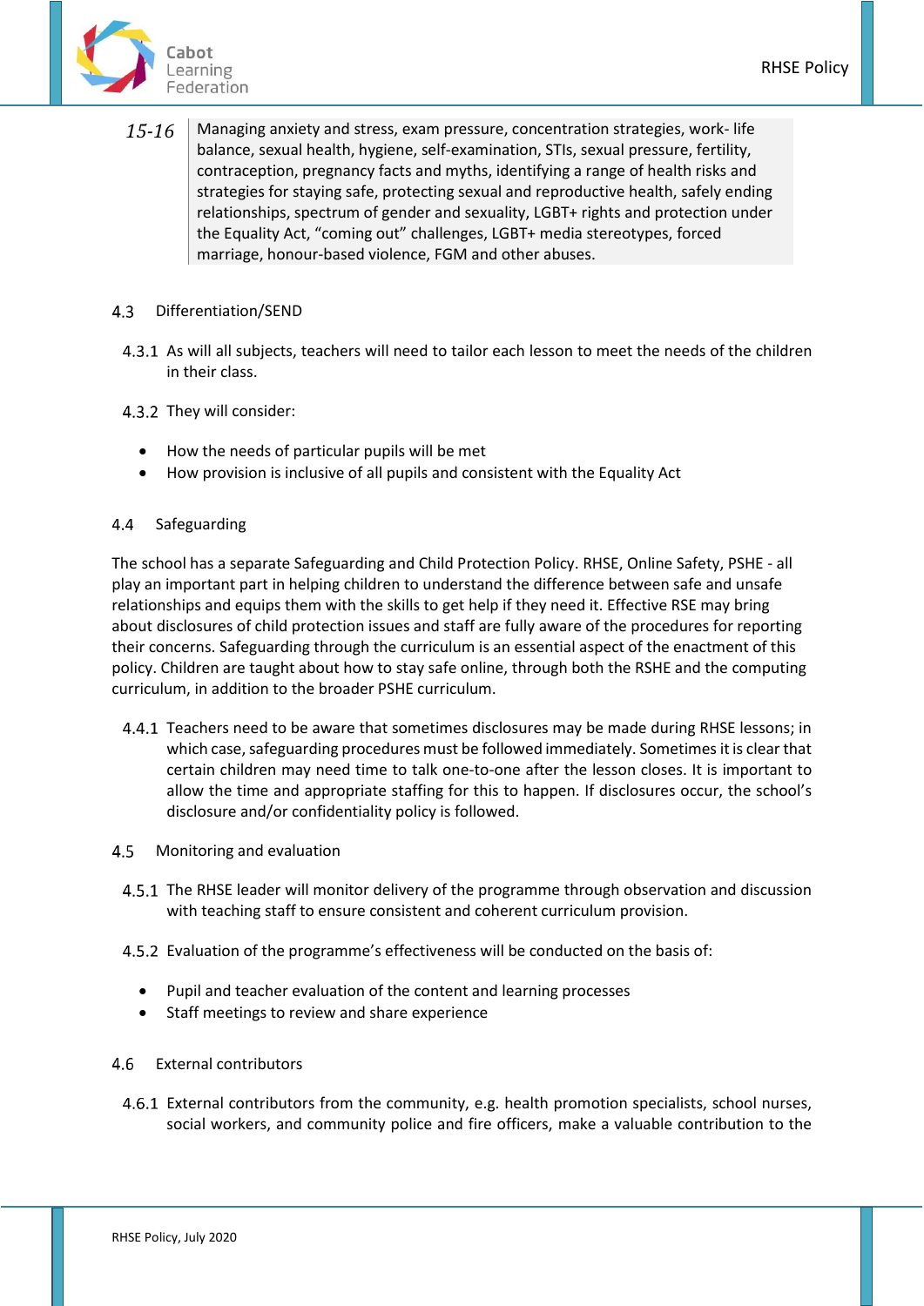| | |
|---|---|
| *15-16* | Managing anxiety and stress, exam pressure, concentration strategies, work- life balance, sexual health, hygiene, self-examination, STIs, sexual pressure, fertility, contraception, pregnancy facts and myths, identifying a range of health risks and strategies for staying safe, protecting sexual and reproductive health, safely ending relationships, spectrum of gender and sexuality, LGBT+ rights and protection under the Equality Act, "coming out" challenges, LGBT+ media stereotypes, forced marriage, honour-based violence, FGM and other abuses. |

### 4.3 Differentiation/SEND

4.3.1 As will all subjects, teachers will need to tailor each lesson to meet the needs of the children in their class.

4.3.2 They will consider:

- How the needs of particular pupils will be met
- How provision is inclusive of all pupils and consistent with the Equality Act

### 4.4 Safeguarding

The school has a separate Safeguarding and Child Protection Policy. RHSE, Online Safety, PSHE - all play an important part in helping children to understand the difference between safe and unsafe relationships and equips them with the skills to get help if they need it. Effective RSE may bring about disclosures of child protection issues and staff are fully aware of the procedures for reporting their concerns. Safeguarding through the curriculum is an essential aspect of the enactment of this policy. Children are taught about how to stay safe online, through both the RSHE and the computing curriculum, in addition to the broader PSHE curriculum.

4.4.1 Teachers need to be aware that sometimes disclosures may be made during RHSE lessons; in which case, safeguarding procedures must be followed immediately. Sometimes it is clear that certain children may need time to talk one-to-one after the lesson closes. It is important to allow the time and appropriate staffing for this to happen. If disclosures occur, the school's disclosure and/or confidentiality policy is followed.

### 4.5 Monitoring and evaluation

4.5.1 The RHSE leader will monitor delivery of the programme through observation and discussion with teaching staff to ensure consistent and coherent curriculum provision.

4.5.2 Evaluation of the programme's effectiveness will be conducted on the basis of:

- Pupil and teacher evaluation of the content and learning processes
- Staff meetings to review and share experience

### 4.6 External contributors

4.6.1 External contributors from the community, e.g. health promotion specialists, school nurses, social workers, and community police and fire officers, make a valuable contribution to the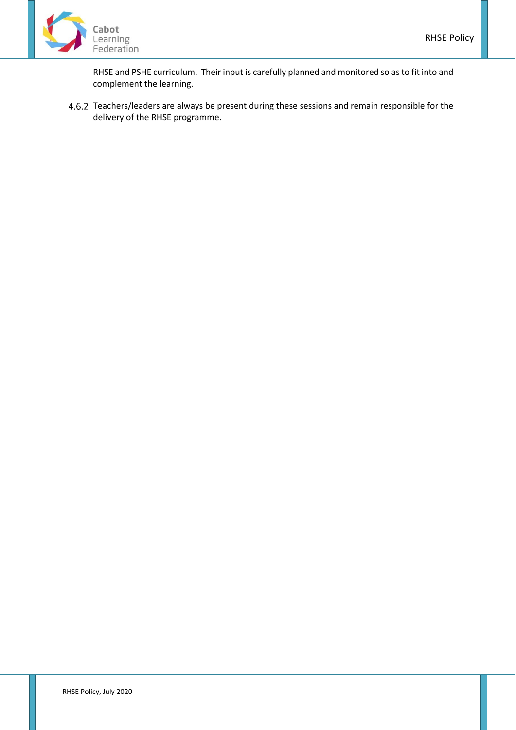RHSE and PSHE curriculum. Their input is carefully planned and monitored so as to fit into and complement the learning.

4.6.2 Teachers/leaders are always be present during these sessions and remain responsible for the delivery of the RHSE programme.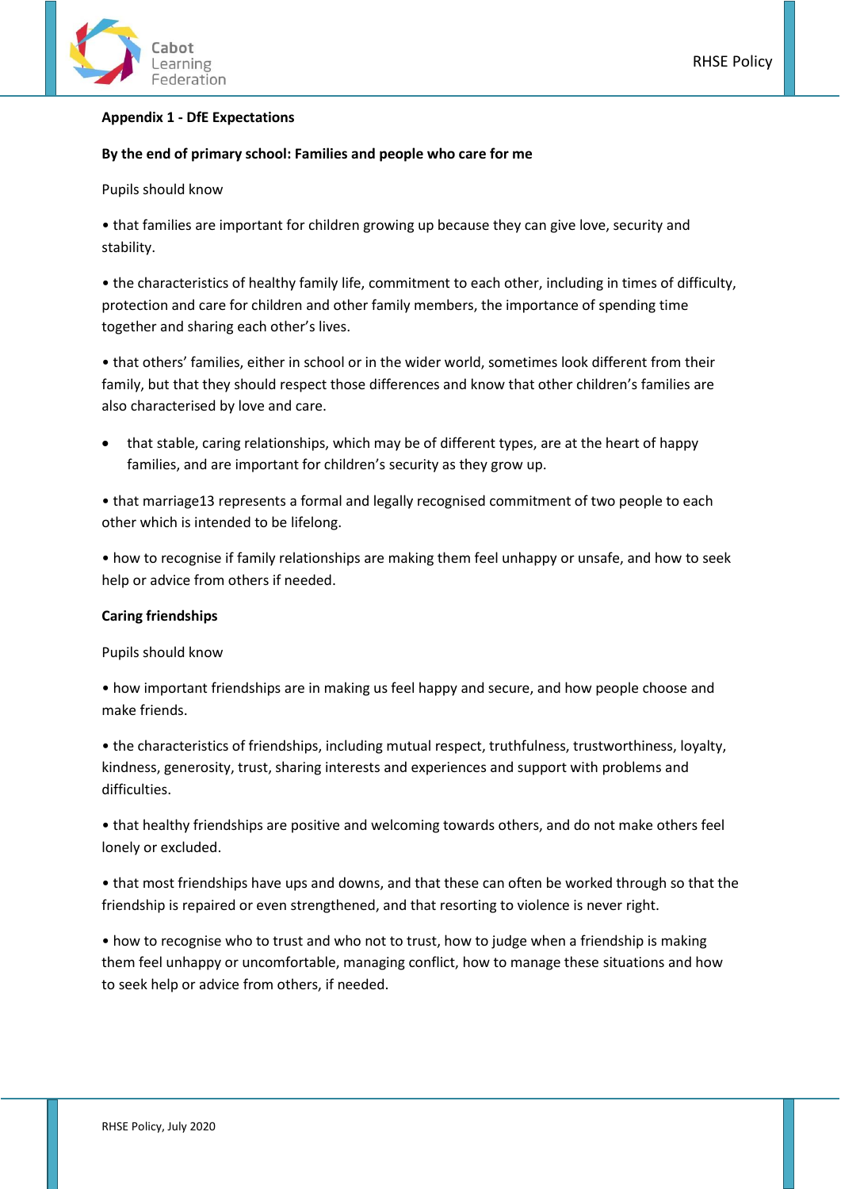**Appendix 1 - DfE Expectations**

**By the end of primary school: Families and people who care for me**

Pupils should know

- that families are important for children growing up because they can give love, security and stability.
- the characteristics of healthy family life, commitment to each other, including in times of difficulty, protection and care for children and other family members, the importance of spending time together and sharing each other's lives.
- that others' families, either in school or in the wider world, sometimes look different from their family, but that they should respect those differences and know that other children's families are also characterised by love and care.
- that stable, caring relationships, which may be of different types, are at the heart of happy families, and are important for children's security as they grow up.
- that marriage13 represents a formal and legally recognised commitment of two people to each other which is intended to be lifelong.
- how to recognise if family relationships are making them feel unhappy or unsafe, and how to seek help or advice from others if needed.

**Caring friendships**

Pupils should know

- how important friendships are in making us feel happy and secure, and how people choose and make friends.
- the characteristics of friendships, including mutual respect, truthfulness, trustworthiness, loyalty, kindness, generosity, trust, sharing interests and experiences and support with problems and difficulties.
- that healthy friendships are positive and welcoming towards others, and do not make others feel lonely or excluded.
- that most friendships have ups and downs, and that these can often be worked through so that the friendship is repaired or even strengthened, and that resorting to violence is never right.
- how to recognise who to trust and who not to trust, how to judge when a friendship is making them feel unhappy or uncomfortable, managing conflict, how to manage these situations and how to seek help or advice from others, if needed.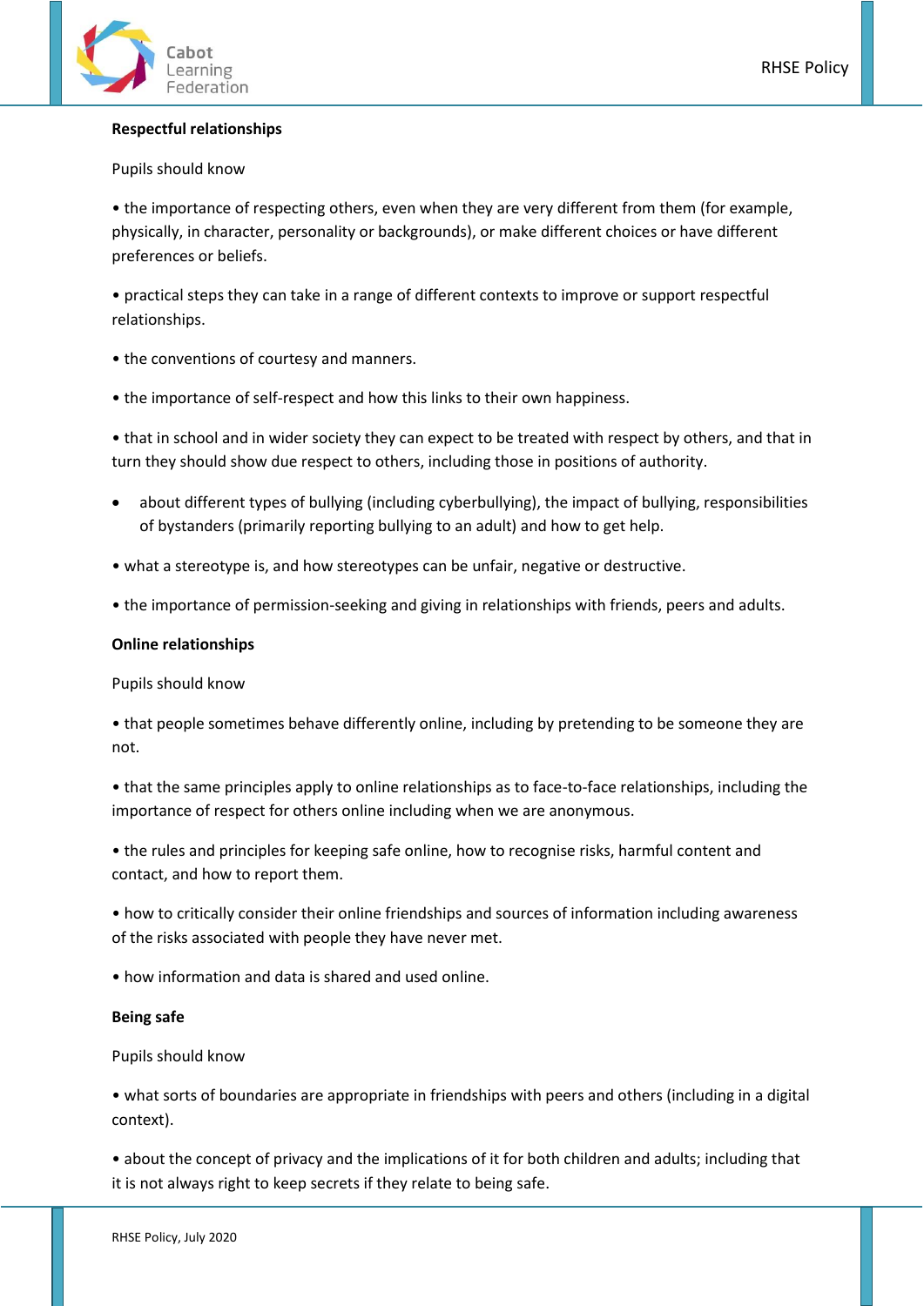**Respectful relationships**

Pupils should know

- the importance of respecting others, even when they are very different from them (for example, physically, in character, personality or backgrounds), or make different choices or have different preferences or beliefs.
- practical steps they can take in a range of different contexts to improve or support respectful relationships.
- the conventions of courtesy and manners.
- the importance of self-respect and how this links to their own happiness.
- that in school and in wider society they can expect to be treated with respect by others, and that in turn they should show due respect to others, including those in positions of authority.
- about different types of bullying (including cyberbullying), the impact of bullying, responsibilities of bystanders (primarily reporting bullying to an adult) and how to get help.
- what a stereotype is, and how stereotypes can be unfair, negative or destructive.
- the importance of permission-seeking and giving in relationships with friends, peers and adults.

**Online relationships**

Pupils should know

- that people sometimes behave differently online, including by pretending to be someone they are not.
- that the same principles apply to online relationships as to face-to-face relationships, including the importance of respect for others online including when we are anonymous.
- the rules and principles for keeping safe online, how to recognise risks, harmful content and contact, and how to report them.
- how to critically consider their online friendships and sources of information including awareness of the risks associated with people they have never met.
- how information and data is shared and used online.

**Being safe**

Pupils should know

- what sorts of boundaries are appropriate in friendships with peers and others (including in a digital context).
- about the concept of privacy and the implications of it for both children and adults; including that it is not always right to keep secrets if they relate to being safe.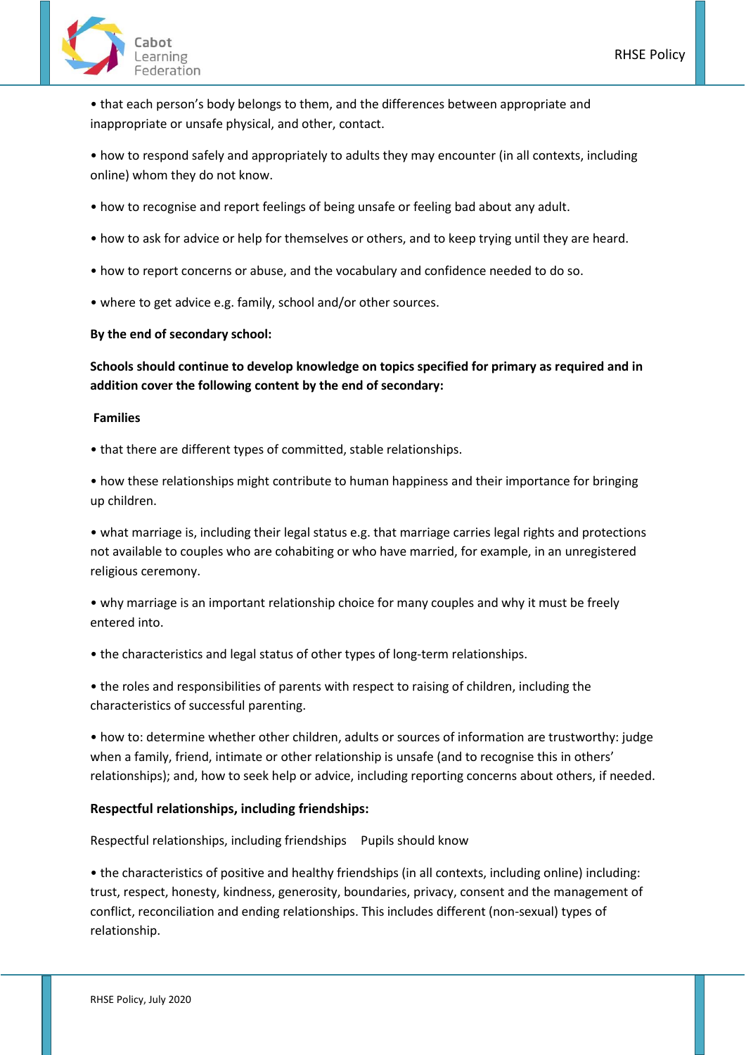• that each person's body belongs to them, and the differences between appropriate and inappropriate or unsafe physical, and other, contact.

• how to respond safely and appropriately to adults they may encounter (in all contexts, including online) whom they do not know.

• how to recognise and report feelings of being unsafe or feeling bad about any adult.

• how to ask for advice or help for themselves or others, and to keep trying until they are heard.

• how to report concerns or abuse, and the vocabulary and confidence needed to do so.

• where to get advice e.g. family, school and/or other sources.

**By the end of secondary school:**

**Schools should continue to develop knowledge on topics specified for primary as required and in addition cover the following content by the end of secondary:**

**Families**

• that there are different types of committed, stable relationships.

• how these relationships might contribute to human happiness and their importance for bringing up children.

• what marriage is, including their legal status e.g. that marriage carries legal rights and protections not available to couples who are cohabiting or who have married, for example, in an unregistered religious ceremony.

• why marriage is an important relationship choice for many couples and why it must be freely entered into.

• the characteristics and legal status of other types of long-term relationships.

• the roles and responsibilities of parents with respect to raising of children, including the characteristics of successful parenting.

• how to: determine whether other children, adults or sources of information are trustworthy: judge when a family, friend, intimate or other relationship is unsafe (and to recognise this in others' relationships); and, how to seek help or advice, including reporting concerns about others, if needed.

**Respectful relationships, including friendships:**

Respectful relationships, including friendships    Pupils should know

• the characteristics of positive and healthy friendships (in all contexts, including online) including: trust, respect, honesty, kindness, generosity, boundaries, privacy, consent and the management of conflict, reconciliation and ending relationships. This includes different (non-sexual) types of relationship.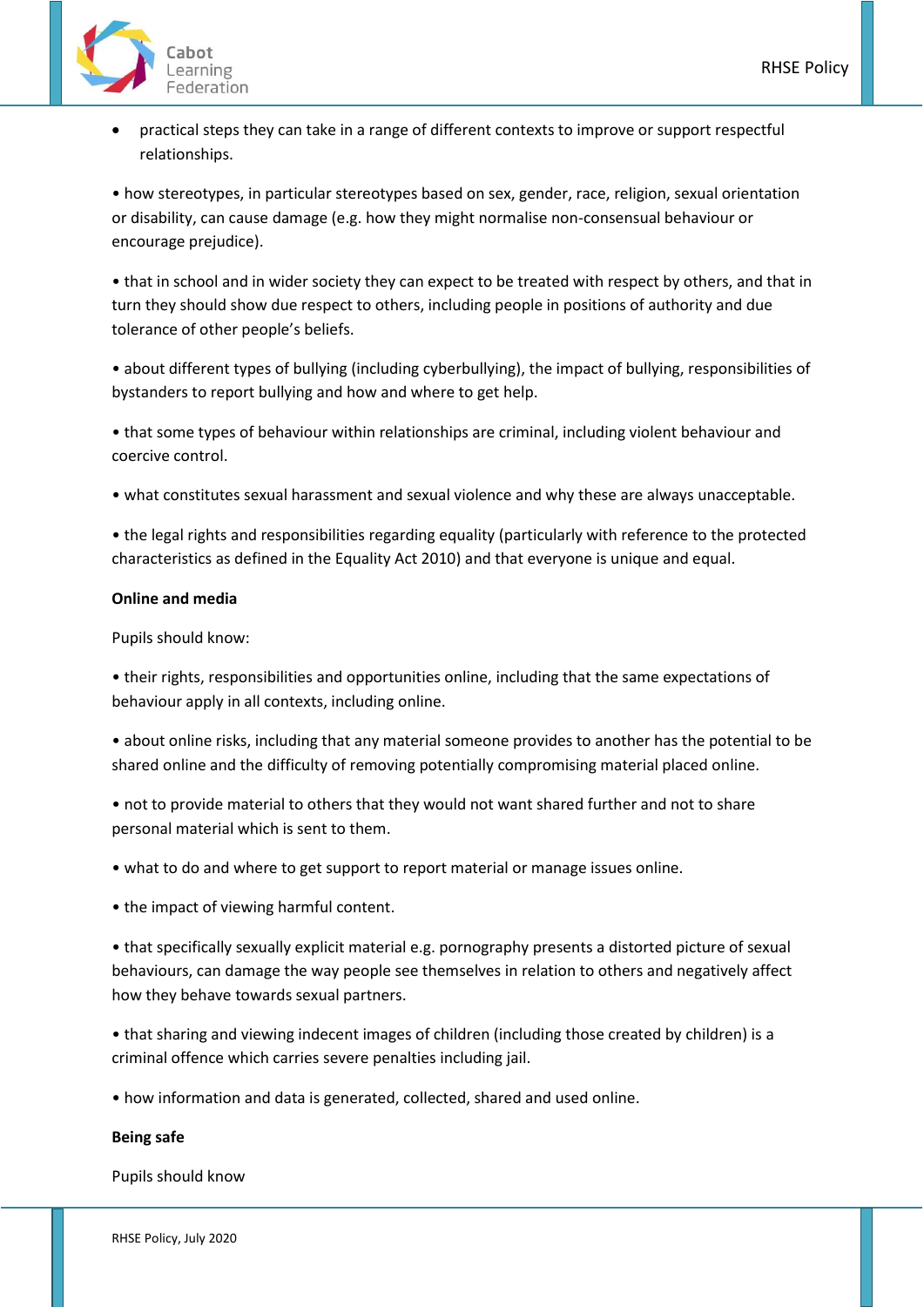- practical steps they can take in a range of different contexts to improve or support respectful relationships.

• how stereotypes, in particular stereotypes based on sex, gender, race, religion, sexual orientation or disability, can cause damage (e.g. how they might normalise non-consensual behaviour or encourage prejudice).

• that in school and in wider society they can expect to be treated with respect by others, and that in turn they should show due respect to others, including people in positions of authority and due tolerance of other people's beliefs.

• about different types of bullying (including cyberbullying), the impact of bullying, responsibilities of bystanders to report bullying and how and where to get help.

• that some types of behaviour within relationships are criminal, including violent behaviour and coercive control.

• what constitutes sexual harassment and sexual violence and why these are always unacceptable.

• the legal rights and responsibilities regarding equality (particularly with reference to the protected characteristics as defined in the Equality Act 2010) and that everyone is unique and equal.

**Online and media**

Pupils should know:

• their rights, responsibilities and opportunities online, including that the same expectations of behaviour apply in all contexts, including online.

• about online risks, including that any material someone provides to another has the potential to be shared online and the difficulty of removing potentially compromising material placed online.

• not to provide material to others that they would not want shared further and not to share personal material which is sent to them.

• what to do and where to get support to report material or manage issues online.

• the impact of viewing harmful content.

• that specifically sexually explicit material e.g. pornography presents a distorted picture of sexual behaviours, can damage the way people see themselves in relation to others and negatively affect how they behave towards sexual partners.

• that sharing and viewing indecent images of children (including those created by children) is a criminal offence which carries severe penalties including jail.

• how information and data is generated, collected, shared and used online.

**Being safe**

Pupils should know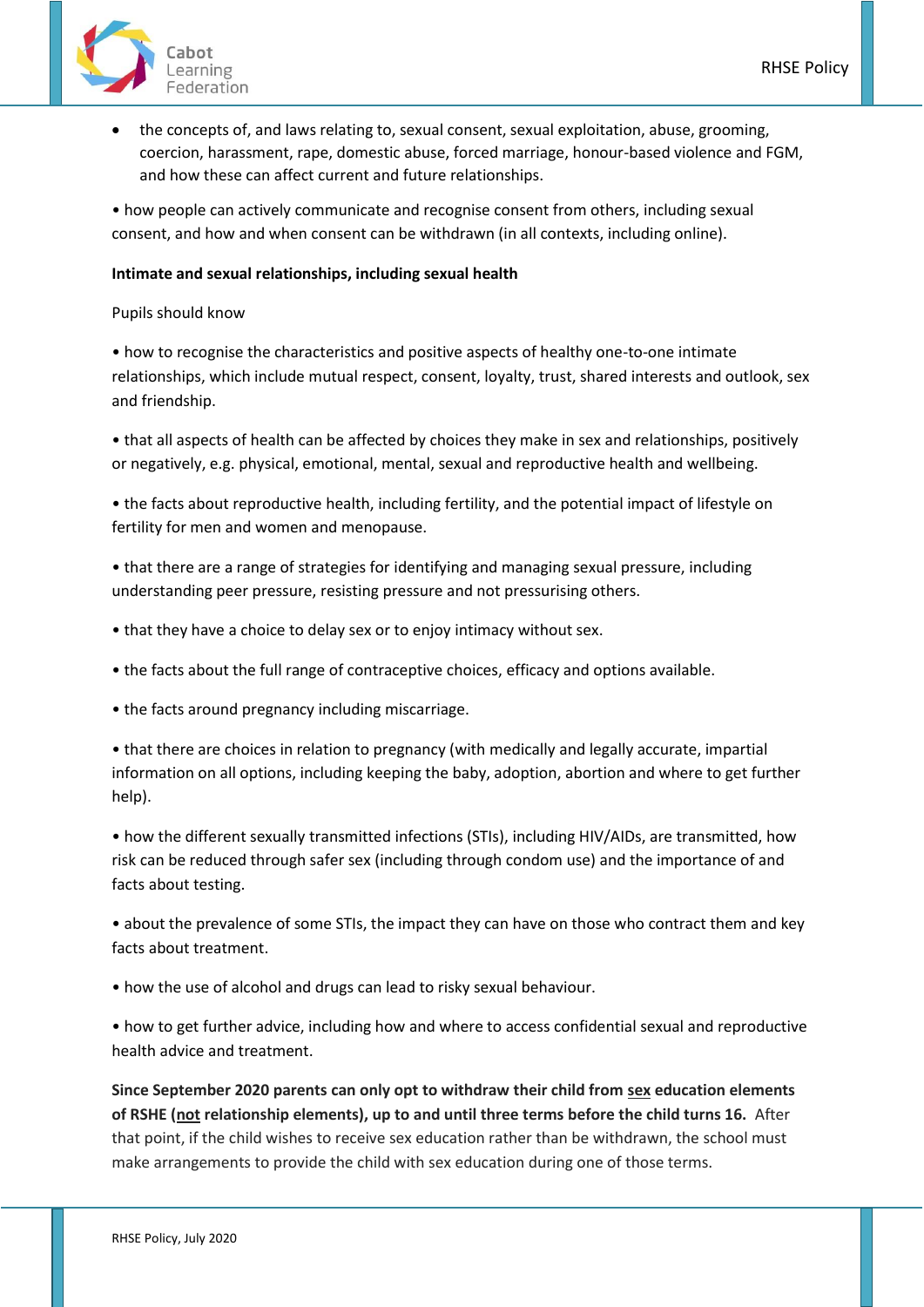- the concepts of, and laws relating to, sexual consent, sexual exploitation, abuse, grooming, coercion, harassment, rape, domestic abuse, forced marriage, honour-based violence and FGM, and how these can affect current and future relationships.

• how people can actively communicate and recognise consent from others, including sexual consent, and how and when consent can be withdrawn (in all contexts, including online).

**Intimate and sexual relationships, including sexual health**

Pupils should know

• how to recognise the characteristics and positive aspects of healthy one-to-one intimate relationships, which include mutual respect, consent, loyalty, trust, shared interests and outlook, sex and friendship.

• that all aspects of health can be affected by choices they make in sex and relationships, positively or negatively, e.g. physical, emotional, mental, sexual and reproductive health and wellbeing.

• the facts about reproductive health, including fertility, and the potential impact of lifestyle on fertility for men and women and menopause.

• that there are a range of strategies for identifying and managing sexual pressure, including understanding peer pressure, resisting pressure and not pressurising others.

• that they have a choice to delay sex or to enjoy intimacy without sex.

• the facts about the full range of contraceptive choices, efficacy and options available.

• the facts around pregnancy including miscarriage.

• that there are choices in relation to pregnancy (with medically and legally accurate, impartial information on all options, including keeping the baby, adoption, abortion and where to get further help).

• how the different sexually transmitted infections (STIs), including HIV/AIDs, are transmitted, how risk can be reduced through safer sex (including through condom use) and the importance of and facts about testing.

• about the prevalence of some STIs, the impact they can have on those who contract them and key facts about treatment.

• how the use of alcohol and drugs can lead to risky sexual behaviour.

• how to get further advice, including how and where to access confidential sexual and reproductive health advice and treatment.

**Since September 2020 parents can only opt to withdraw their child from <u>sex</u> education elements of RSHE (<u>not</u> relationship elements), up to and until three terms before the child turns 16.** After that point, if the child wishes to receive sex education rather than be withdrawn, the school must make arrangements to provide the child with sex education during one of those terms.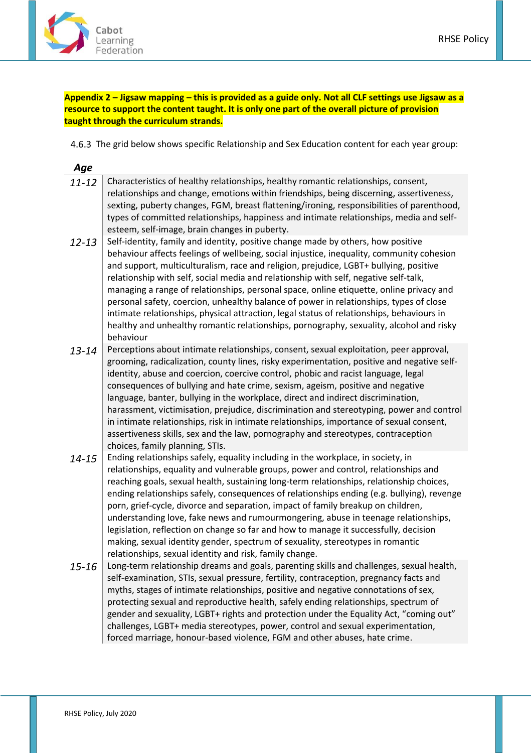**Appendix 2 – Jigsaw mapping – this is provided as a guide only. Not all CLF settings use Jigsaw as a resource to support the content taught. It is only one part of the overall picture of provision taught through the curriculum strands.**

4.6.3 The grid below shows specific Relationship and Sex Education content for each year group:

| *Age* | |
|---|---|
| *11-12* | Characteristics of healthy relationships, healthy romantic relationships, consent, relationships and change, emotions within friendships, being discerning, assertiveness, sexting, puberty changes, FGM, breast flattening/ironing, responsibilities of parenthood, types of committed relationships, happiness and intimate relationships, media and self-esteem, self-image, brain changes in puberty. |
| *12-13* | Self-identity, family and identity, positive change made by others, how positive behaviour affects feelings of wellbeing, social injustice, inequality, community cohesion and support, multiculturalism, race and religion, prejudice, LGBT+ bullying, positive relationship with self, social media and relationship with self, negative self-talk, managing a range of relationships, personal space, online etiquette, online privacy and personal safety, coercion, unhealthy balance of power in relationships, types of close intimate relationships, physical attraction, legal status of relationships, behaviours in healthy and unhealthy romantic relationships, pornography, sexuality, alcohol and risky behaviour |
| *13-14* | Perceptions about intimate relationships, consent, sexual exploitation, peer approval, grooming, radicalization, county lines, risky experimentation, positive and negative self-identity, abuse and coercion, coercive control, phobic and racist language, legal consequences of bullying and hate crime, sexism, ageism, positive and negative language, banter, bullying in the workplace, direct and indirect discrimination, harassment, victimisation, prejudice, discrimination and stereotyping, power and control in intimate relationships, risk in intimate relationships, importance of sexual consent, assertiveness skills, sex and the law, pornography and stereotypes, contraception choices, family planning, STIs. |
| *14-15* | Ending relationships safely, equality including in the workplace, in society, in relationships, equality and vulnerable groups, power and control, relationships and reaching goals, sexual health, sustaining long-term relationships, relationship choices, ending relationships safely, consequences of relationships ending (e.g. bullying), revenge porn, grief-cycle, divorce and separation, impact of family breakup on children, understanding love, fake news and rumourmongering, abuse in teenage relationships, legislation, reflection on change so far and how to manage it successfully, decision making, sexual identity gender, spectrum of sexuality, stereotypes in romantic relationships, sexual identity and risk, family change. |
| *15-16* | Long-term relationship dreams and goals, parenting skills and challenges, sexual health, self-examination, STIs, sexual pressure, fertility, contraception, pregnancy facts and myths, stages of intimate relationships, positive and negative connotations of sex, protecting sexual and reproductive health, safely ending relationships, spectrum of gender and sexuality, LGBT+ rights and protection under the Equality Act, "coming out" challenges, LGBT+ media stereotypes, power, control and sexual experimentation, forced marriage, honour-based violence, FGM and other abuses, hate crime. |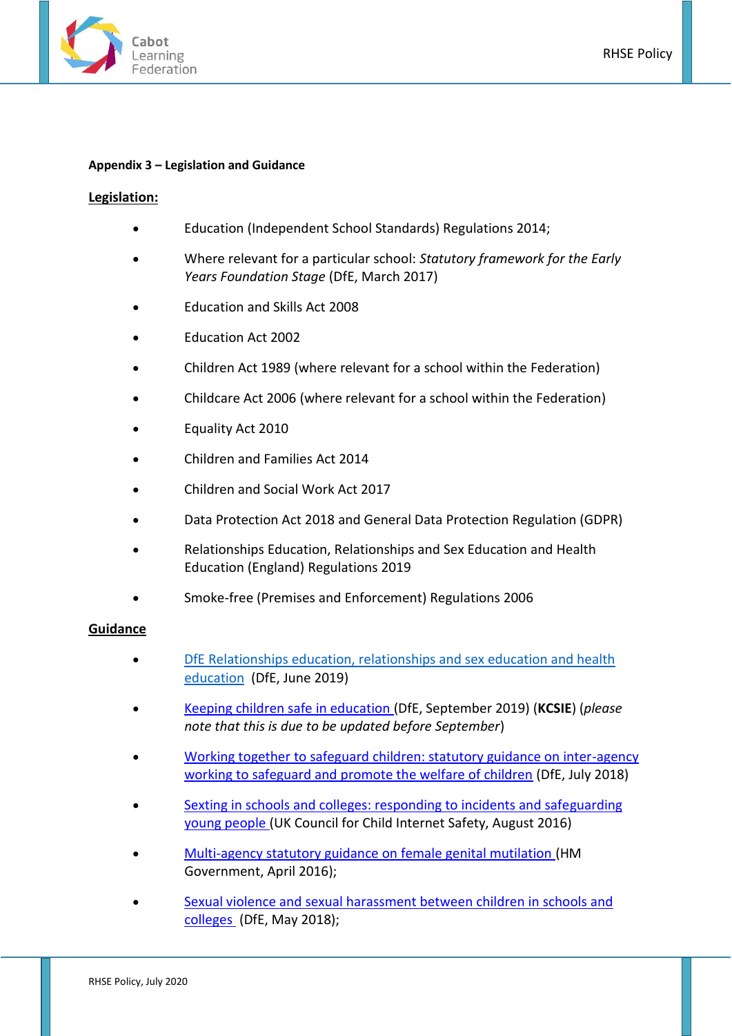**Appendix 3 – Legislation and Guidance**

**Legislation:**

- Education (Independent School Standards) Regulations 2014;
- Where relevant for a particular school: *Statutory framework for the Early Years Foundation Stage* (DfE, March 2017)
- Education and Skills Act 2008
- Education Act 2002
- Children Act 1989 (where relevant for a school within the Federation)
- Childcare Act 2006 (where relevant for a school within the Federation)
- Equality Act 2010
- Children and Families Act 2014
- Children and Social Work Act 2017
- Data Protection Act 2018 and General Data Protection Regulation (GDPR)
- Relationships Education, Relationships and Sex Education and Health Education (England) Regulations 2019
- Smoke-free (Premises and Enforcement) Regulations 2006

**Guidance**

- DfE Relationships education, relationships and sex education and health education (DfE, June 2019)
- Keeping children safe in education (DfE, September 2019) (**KCSIE**) (*please note that this is due to be updated before September*)
- Working together to safeguard children: statutory guidance on inter-agency working to safeguard and promote the welfare of children (DfE, July 2018)
- Sexting in schools and colleges: responding to incidents and safeguarding young people (UK Council for Child Internet Safety, August 2016)
- Multi-agency statutory guidance on female genital mutilation (HM Government, April 2016);
- Sexual violence and sexual harassment between children in schools and colleges (DfE, May 2018);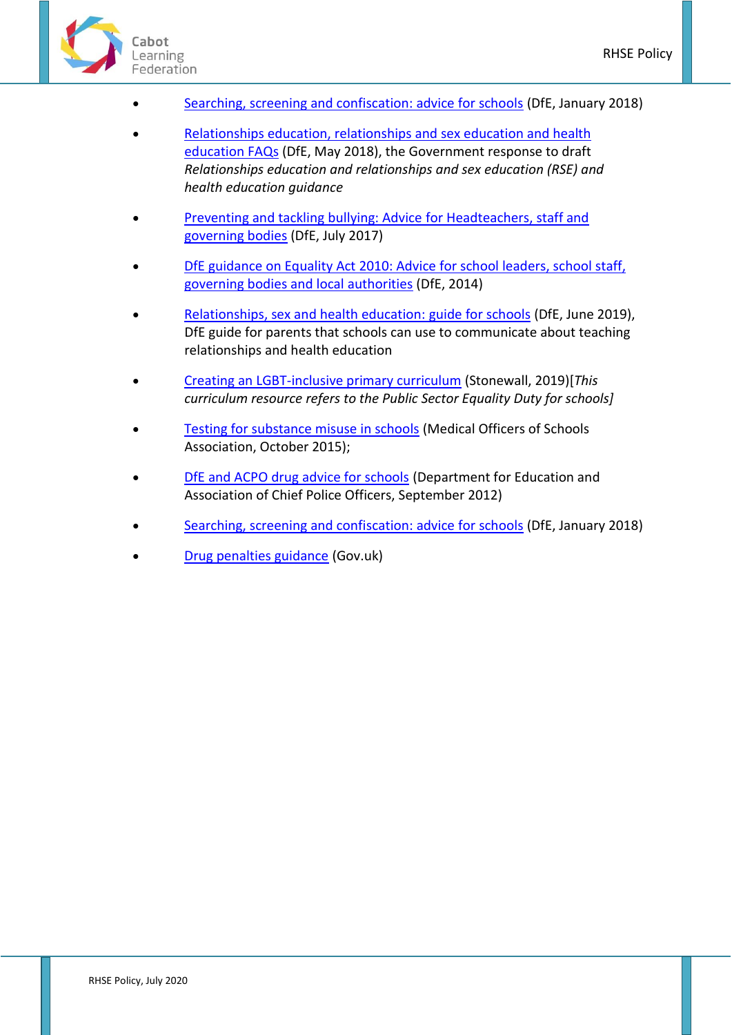- Searching, screening and confiscation: advice for schools (DfE, January 2018)
- Relationships education, relationships and sex education and health education FAQs (DfE, May 2018), the Government response to draft *Relationships education and relationships and sex education (RSE) and health education guidance*
- Preventing and tackling bullying: Advice for Headteachers, staff and governing bodies (DfE, July 2017)
- DfE guidance on Equality Act 2010: Advice for school leaders, school staff, governing bodies and local authorities (DfE, 2014)
- Relationships, sex and health education: guide for schools (DfE, June 2019), DfE guide for parents that schools can use to communicate about teaching relationships and health education
- Creating an LGBT-inclusive primary curriculum (Stonewall, 2019)[*This curriculum resource refers to the Public Sector Equality Duty for schools]*
- Testing for substance misuse in schools (Medical Officers of Schools Association, October 2015);
- DfE and ACPO drug advice for schools (Department for Education and Association of Chief Police Officers, September 2012)
- Searching, screening and confiscation: advice for schools (DfE, January 2018)
- Drug penalties guidance (Gov.uk)